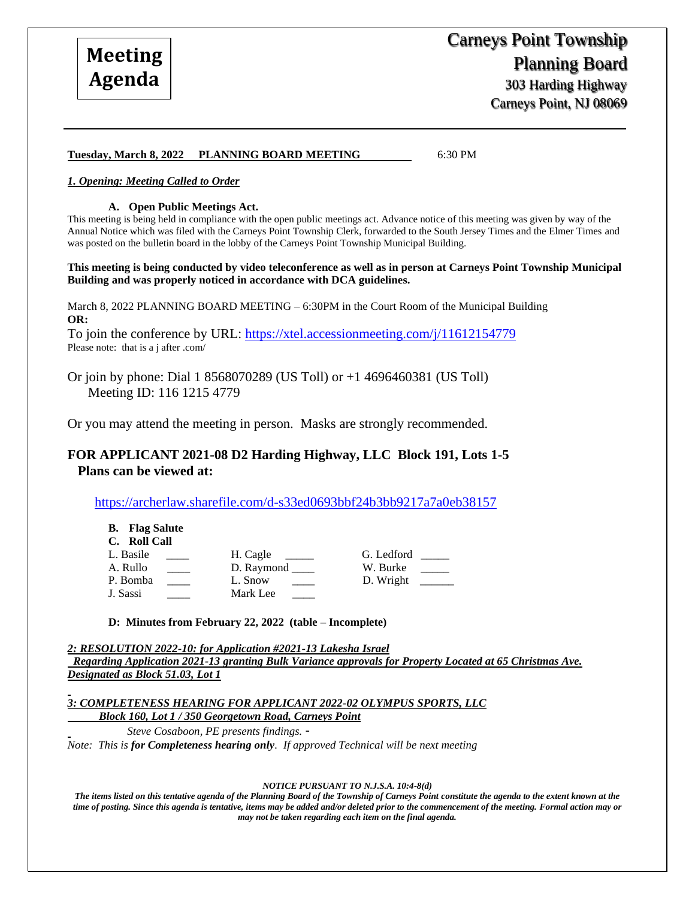**Meeting Agenda**

# Carneys Point Township Planning Board

303 Harding Highway
Carneys Point, NJ 08069

---

**Tuesday, March 8, 2022 PLANNING BOARD MEETING** 6:30 PM

***1. Opening: Meeting Called to Order***

**A. Open Public Meetings Act.**

This meeting is being held in compliance with the open public meetings act. Advance notice of this meeting was given by way of the Annual Notice which was filed with the Carneys Point Township Clerk, forwarded to the South Jersey Times and the Elmer Times and was posted on the bulletin board in the lobby of the Carneys Point Township Municipal Building.

**This meeting is being conducted by video teleconference as well as in person at Carneys Point Township Municipal Building and was properly noticed in accordance with DCA guidelines.**

March 8, 2022 PLANNING BOARD MEETING – 6:30PM in the Court Room of the Municipal Building
**OR:**

To join the conference by URL: https://xtel.accessionmeeting.com/j/11612154779
Please note: that is a j after .com/

Or join by phone: Dial 1 8568070289 (US Toll) or +1 4696460381 (US Toll)
Meeting ID: 116 1215 4779

Or you may attend the meeting in person. Masks are strongly recommended.

## FOR APPLICANT 2021-08 D2 Harding Highway, LLC Block 191, Lots 1-5
## Plans can be viewed at:

https://archerlaw.sharefile.com/d-s33ed0693bbf24b3bb9217a7a0eb38157

**B. Flag Salute**

**C. Roll Call**

| | | | | | |
|---|---|---|---|---|---|
| L. Basile | ____ | H. Cagle | _____ | G. Ledford | _____ |
| A. Rullo | ____ | D. Raymond | ____ | W. Burke | _____ |
| P. Bomba | ____ | L. Snow | ____ | D. Wright | ______ |
| J. Sassi | ____ | Mark Lee | ____ | | |

**D: Minutes from February 22, 2022 (table – Incomplete)**

***2: RESOLUTION 2022-10: for Application #2021-13 Lakesha Israel***
***Regarding Application 2021-13 granting Bulk Variance approvals for Property Located at 65 Christmas Ave. Designated as Block 51.03, Lot 1***

***3: COMPLETENESS HEARING FOR APPLICANT 2022-02 OLYMPUS SPORTS, LLC***
***Block 160, Lot 1 / 350 Georgetown Road, Carneys Point***

*Steve Cosaboon, PE presents findings.* -

*Note: This is **for Completeness hearing only**. If approved Technical will be next meeting*

***NOTICE PURSUANT TO N.J.S.A. 10:4-8(d)***

***The items listed on this tentative agenda of the Planning Board of the Township of Carneys Point constitute the agenda to the extent known at the time of posting. Since this agenda is tentative, items may be added and/or deleted prior to the commencement of the meeting. Formal action may or may not be taken regarding each item on the final agenda.***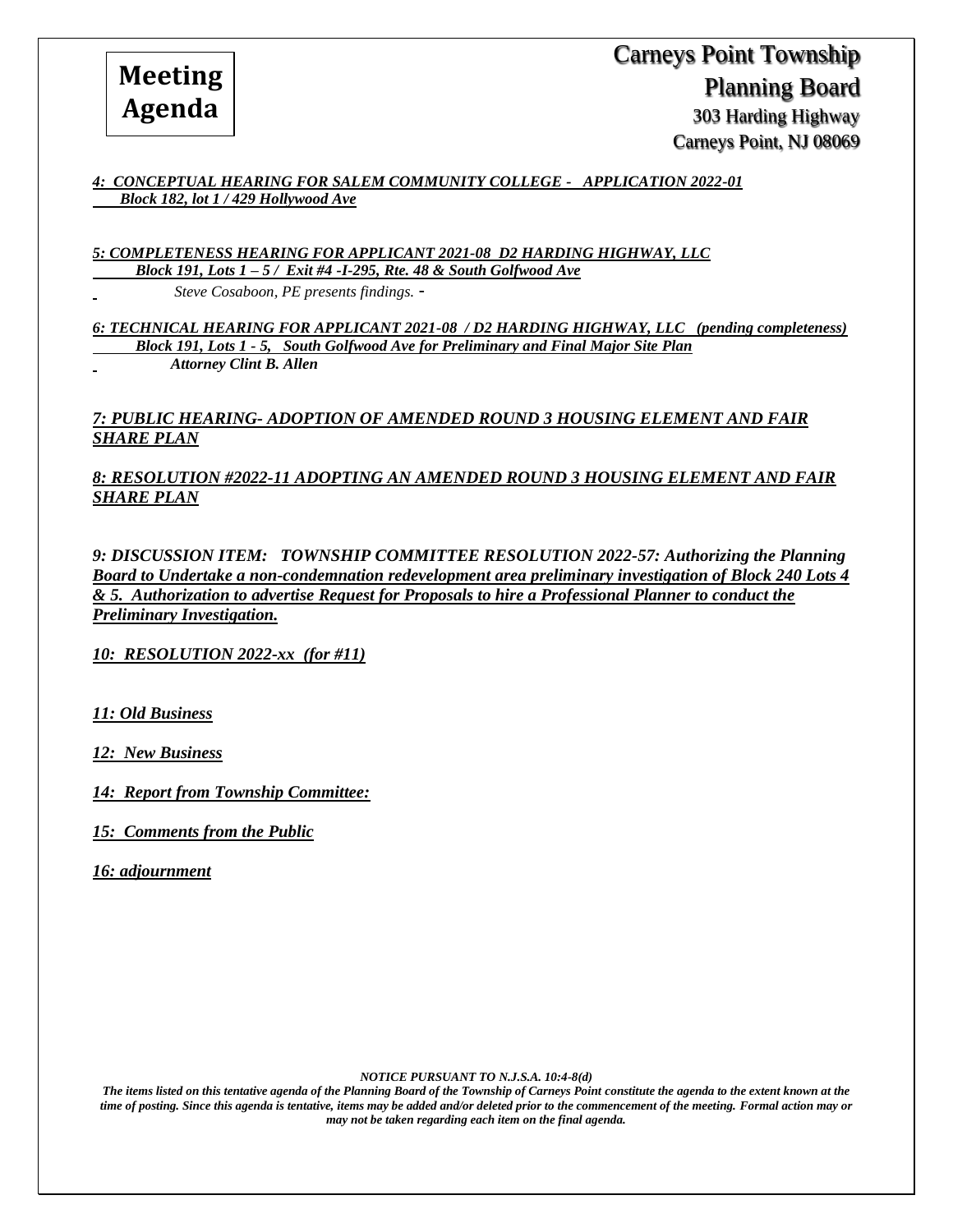**Meeting Agenda**

**Carneys Point Township**
**Planning Board**
303 Harding Highway
Carneys Point, NJ 08069

***4: CONCEPTUAL HEARING FOR SALEM COMMUNITY COLLEGE - APPLICATION 2022-01***
***Block 182, lot 1 / 429 Hollywood Ave***

***5: COMPLETENESS HEARING FOR APPLICANT 2021-08 D2 HARDING HIGHWAY, LLC***
***Block 191, Lots 1 – 5 / Exit #4 -I-295, Rte. 48 & South Golfwood Ave***

*Steve Cosaboon, PE presents findings.* -

***6: TECHNICAL HEARING FOR APPLICANT 2021-08 / D2 HARDING HIGHWAY, LLC (pending completeness)***
***Block 191, Lots 1 - 5, South Golfwood Ave for Preliminary and Final Major Site Plan***

***Attorney Clint B. Allen***

***7: PUBLIC HEARING- ADOPTION OF AMENDED ROUND 3 HOUSING ELEMENT AND FAIR SHARE PLAN***

***8: RESOLUTION #2022-11 ADOPTING AN AMENDED ROUND 3 HOUSING ELEMENT AND FAIR SHARE PLAN***

***9: DISCUSSION ITEM: TOWNSHIP COMMITTEE RESOLUTION 2022-57: Authorizing the Planning Board to Undertake a non-condemnation redevelopment area preliminary investigation of Block 240 Lots 4 & 5. Authorization to advertise Request for Proposals to hire a Professional Planner to conduct the Preliminary Investigation.***

***10: RESOLUTION 2022-xx (for #11)***

***11: Old Business***

***12: New Business***

***14: Report from Township Committee:***

***15: Comments from the Public***

***16: adjournment***

***NOTICE PURSUANT TO N.J.S.A. 10:4-8(d)***

***The items listed on this tentative agenda of the Planning Board of the Township of Carneys Point constitute the agenda to the extent known at the time of posting. Since this agenda is tentative, items may be added and/or deleted prior to the commencement of the meeting. Formal action may or may not be taken regarding each item on the final agenda.***